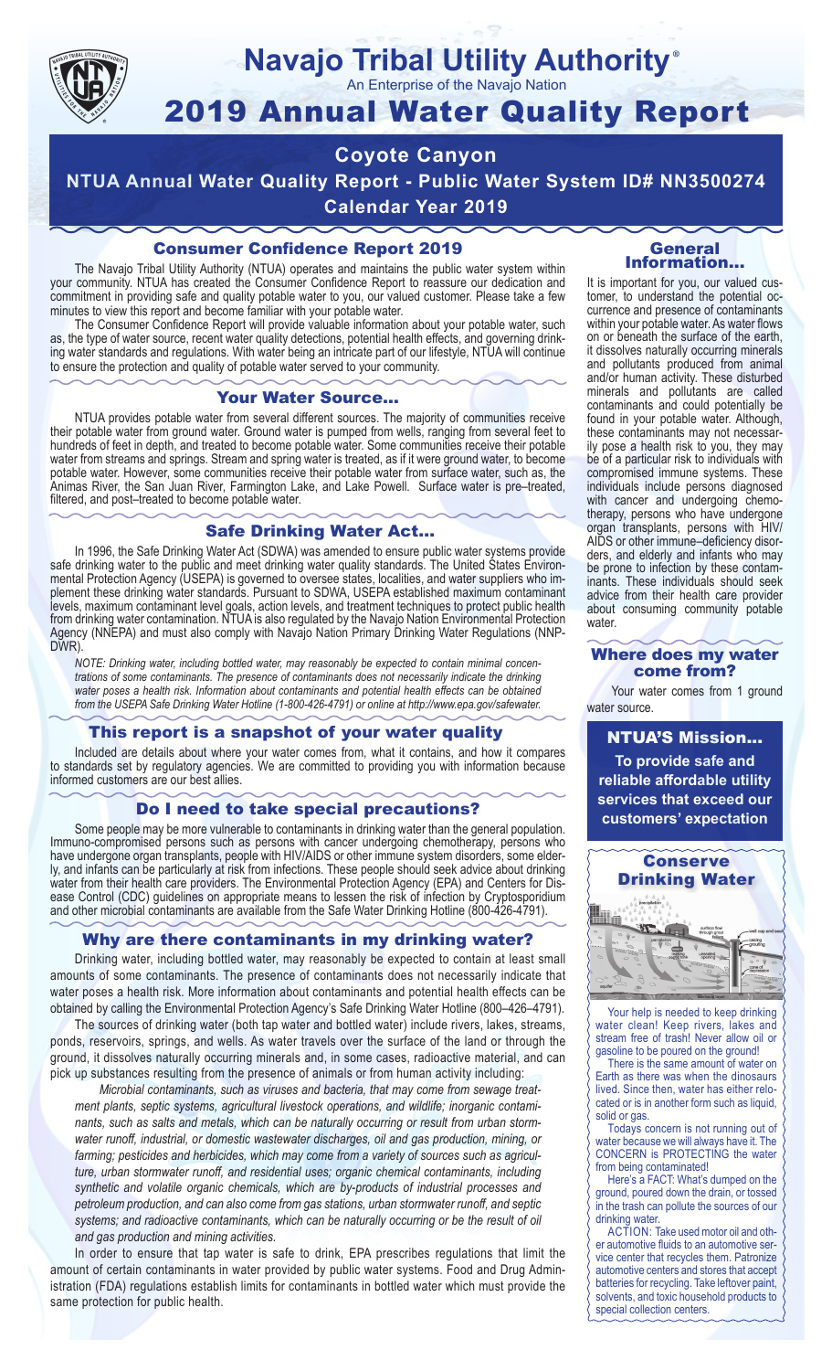# Navajo Tribal Utility Authority®

An Enterprise of the Navajo Nation

# 2019 Annual Water Quality Report

## Coyote Canyon

## NTUA Annual Water Quality Report - Public Water System ID# NN3500274

## Calendar Year 2019

### Consumer Confidence Report 2019

The Navajo Tribal Utility Authority (NTUA) operates and maintains the public water system within your community. NTUA has created the Consumer Confidence Report to reassure our dedication and commitment in providing safe and quality potable water to you, our valued customer. Please take a few minutes to view this report and become familiar with your potable water.

The Consumer Confidence Report will provide valuable information about your potable water, such as, the type of water source, recent water quality detections, potential health effects, and governing drinking water standards and regulations. With water being an intricate part of our lifestyle, NTUA will continue to ensure the protection and quality of potable water served to your community.

### Your Water Source…

NTUA provides potable water from several different sources. The majority of communities receive their potable water from ground water. Ground water is pumped from wells, ranging from several feet to hundreds of feet in depth, and treated to become potable water. Some communities receive their potable water from streams and springs. Stream and spring water is treated, as if it were ground water, to become potable water. However, some communities receive their potable water from surface water, such as, the Animas River, the San Juan River, Farmington Lake, and Lake Powell. Surface water is pre–treated, filtered, and post–treated to become potable water.

### Safe Drinking Water Act…

In 1996, the Safe Drinking Water Act (SDWA) was amended to ensure public water systems provide safe drinking water to the public and meet drinking water quality standards. The United States Environmental Protection Agency (USEPA) is governed to oversee states, localities, and water suppliers who implement these drinking water standards. Pursuant to SDWA, USEPA established maximum contaminant levels, maximum contaminant level goals, action levels, and treatment techniques to protect public health from drinking water contamination. NTUA is also regulated by the Navajo Nation Environmental Protection Agency (NNEPA) and must also comply with Navajo Nation Primary Drinking Water Regulations (NNPDWR).

*NOTE: Drinking water, including bottled water, may reasonably be expected to contain minimal concentrations of some contaminants. The presence of contaminants does not necessarily indicate the drinking water poses a health risk. Information about contaminants and potential health effects can be obtained from the USEPA Safe Drinking Water Hotline (1-800-426-4791) or online at http://www.epa.gov/safewater.*

### This report is a snapshot of your water quality

Included are details about where your water comes from, what it contains, and how it compares to standards set by regulatory agencies. We are committed to providing you with information because informed customers are our best allies.

### Do I need to take special precautions?

Some people may be more vulnerable to contaminants in drinking water than the general population. Immuno-compromised persons such as persons with cancer undergoing chemotherapy, persons who have undergone organ transplants, people with HIV/AIDS or other immune system disorders, some elderly, and infants can be particularly at risk from infections. These people should seek advice about drinking water from their health care providers. The Environmental Protection Agency (EPA) and Centers for Disease Control (CDC) guidelines on appropriate means to lessen the risk of infection by Cryptosporidium and other microbial contaminants are available from the Safe Water Drinking Hotline (800-426-4791).

### Why are there contaminants in my drinking water?

Drinking water, including bottled water, may reasonably be expected to contain at least small amounts of some contaminants. The presence of contaminants does not necessarily indicate that water poses a health risk. More information about contaminants and potential health effects can be obtained by calling the Environmental Protection Agency's Safe Drinking Water Hotline (800–426–4791).

The sources of drinking water (both tap water and bottled water) include rivers, lakes, streams, ponds, reservoirs, springs, and wells. As water travels over the surface of the land or through the ground, it dissolves naturally occurring minerals and, in some cases, radioactive material, and can pick up substances resulting from the presence of animals or from human activity including:

*Microbial contaminants, such as viruses and bacteria, that may come from sewage treatment plants, septic systems, agricultural livestock operations, and wildlife; inorganic contaminants, such as salts and metals, which can be naturally occurring or result from urban stormwater runoff, industrial, or domestic wastewater discharges, oil and gas production, mining, or farming; pesticides and herbicides, which may come from a variety of sources such as agriculture, urban stormwater runoff, and residential uses; organic chemical contaminants, including synthetic and volatile organic chemicals, which are by-products of industrial processes and petroleum production, and can also come from gas stations, urban stormwater runoff, and septic systems; and radioactive contaminants, which can be naturally occurring or be the result of oil and gas production and mining activities.*

In order to ensure that tap water is safe to drink, EPA prescribes regulations that limit the amount of certain contaminants in water provided by public water systems. Food and Drug Administration (FDA) regulations establish limits for contaminants in bottled water which must provide the same protection for public health.

### General Information…

It is important for you, our valued customer, to understand the potential occurrence and presence of contaminants within your potable water. As water flows on or beneath the surface of the earth, it dissolves naturally occurring minerals and pollutants produced from animal and/or human activity. These disturbed minerals and pollutants are called contaminants and could potentially be found in your potable water. Although, these contaminants may not necessarily pose a health risk to you, they may be of a particular risk to individuals with compromised immune systems. These individuals include persons diagnosed with cancer and undergoing chemotherapy, persons who have undergone organ transplants, persons with HIV/AIDS or other immune–deficiency disorders, and elderly and infants who may be prone to infection by these contaminants. These individuals should seek advice from their health care provider about consuming community potable water.

### Where does my water come from?

Your water comes from 1 ground water source.

### NTUA'S Mission…

**To provide safe and reliable affordable utility services that exceed our customers' expectation**

### Conserve Drinking Water

Your help is needed to keep drinking water clean! Keep rivers, lakes and stream free of trash! Never allow oil or gasoline to be poured on the ground!

There is the same amount of water on Earth as there was when the dinosaurs lived. Since then, water has either relocated or is in another form such as liquid, solid or gas.

Todays concern is not running out of water because we will always have it. The CONCERN is PROTECTING the water from being contaminated!

Here's a FACT: What's dumped on the ground, poured down the drain, or tossed in the trash can pollute the sources of our drinking water.

ACTION: Take used motor oil and other automotive fluids to an automotive service center that recycles them. Patronize automotive centers and stores that accept batteries for recycling. Take leftover paint, solvents, and toxic household products to special collection centers.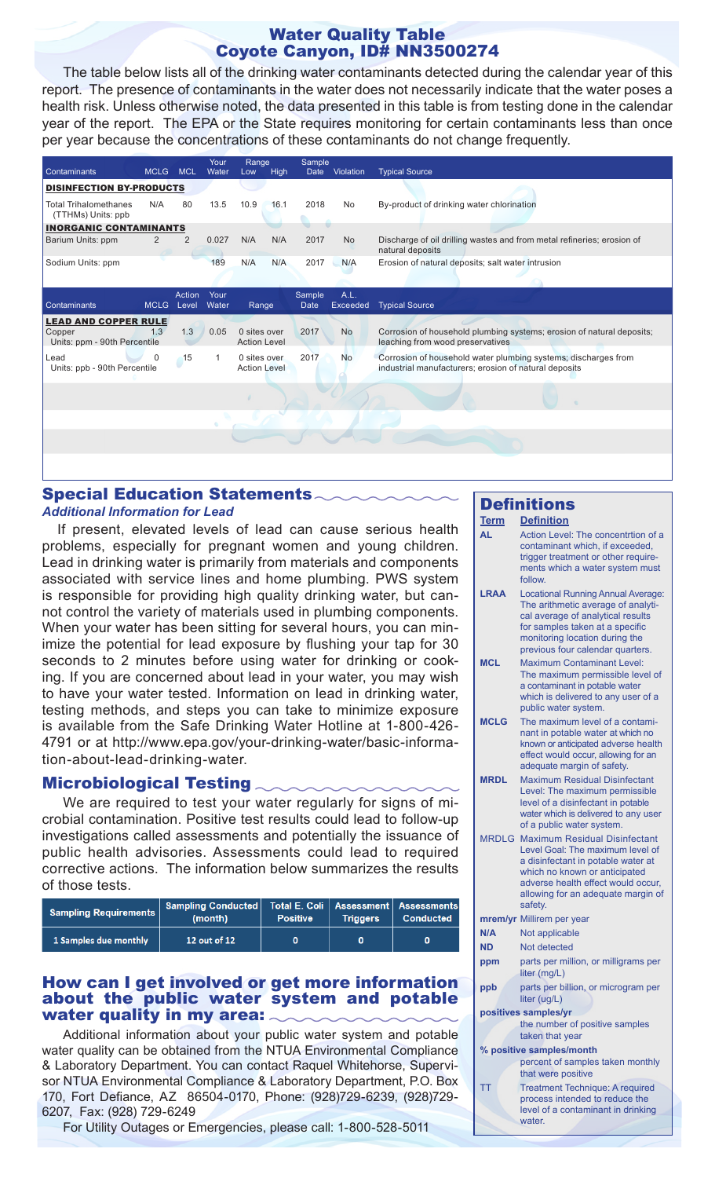# Water Quality Table
# Coyote Canyon, ID# NN3500274

The table below lists all of the drinking water contaminants detected during the calendar year of this report. The presence of contaminants in the water does not necessarily indicate that the water poses a health risk. Unless otherwise noted, the data presented in this table is from testing done in the calendar year of the report. The EPA or the State requires monitoring for certain contaminants less than once per year because the concentrations of these contaminants do not change frequently.

| Contaminants | MCLG | MCL | Your Water | Range Low | Range High | Sample Date | Violation | Typical Source |
|---|---|---|---|---|---|---|---|---|
| **DISINFECTION BY-PRODUCTS** | | | | | | | | |
| Total Trihalomethanes (TTHMs) Units: ppb | N/A | 80 | 13.5 | 10.9 | 16.1 | 2018 | No | By-product of drinking water chlorination |
| **INORGANIC CONTAMINANTS** | | | | | | | | |
| Barium Units: ppm | 2 | 2 | 0.027 | N/A | N/A | 2017 | No | Discharge of oil drilling wastes and from metal refineries; erosion of natural deposits |
| Sodium Units: ppm | | | 189 | N/A | N/A | 2017 | N/A | Erosion of natural deposits; salt water intrusion |

| Contaminants | MCLG | Action Level | Your Water | Range | Sample Date | A.L. Exceeded | Typical Source |
|---|---|---|---|---|---|---|---|
| **LEAD AND COPPER RULE** | | | | | | | |
| Copper Units: ppm - 90th Percentile | 1.3 | 1.3 | 0.05 | 0 sites over Action Level | 2017 | No | Corrosion of household plumbing systems; erosion of natural deposits; leaching from wood preservatives |
| Lead Units: ppb - 90th Percentile | 0 | 15 | 1 | 0 sites over Action Level | 2017 | No | Corrosion of household water plumbing systems; discharges from industrial manufacturers; erosion of natural deposits |

## Special Education Statements

***Additional Information for Lead***

If present, elevated levels of lead can cause serious health problems, especially for pregnant women and young children. Lead in drinking water is primarily from materials and components associated with service lines and home plumbing. PWS system is responsible for providing high quality drinking water, but cannot control the variety of materials used in plumbing components. When your water has been sitting for several hours, you can minimize the potential for lead exposure by flushing your tap for 30 seconds to 2 minutes before using water for drinking or cooking. If you are concerned about lead in your water, you may wish to have your water tested. Information on lead in drinking water, testing methods, and steps you can take to minimize exposure is available from the Safe Drinking Water Hotline at 1-800-426-4791 or at http://www.epa.gov/your-drinking-water/basic-information-about-lead-drinking-water.

## Microbiological Testing

We are required to test your water regularly for signs of microbial contamination. Positive test results could lead to follow-up investigations called assessments and potentially the issuance of public health advisories. Assessments could lead to required corrective actions. The information below summarizes the results of those tests.

| Sampling Requirements | Sampling Conducted (month) | Total E. Coli Positive | Assessment Triggers | Assessments Conducted |
|---|---|---|---|---|
| 1 Samples due monthly | 12 out of 12 | 0 | 0 | 0 |

## How can I get involved or get more information about the public water system and potable water quality in my area:

Additional information about your public water system and potable water quality can be obtained from the NTUA Environmental Compliance & Laboratory Department. You can contact Raquel Whitehorse, Supervisor NTUA Environmental Compliance & Laboratory Department, P.O. Box 170, Fort Defiance, AZ 86504-0170, Phone: (928)729-6239, (928)729-6207, Fax: (928) 729-6249

For Utility Outages or Emergencies, please call: 1-800-528-5011

## Definitions

| Term | Definition |
|---|---|
| **AL** | Action Level: The concentrtion of a contaminant which, if exceeded, trigger treatment or other requirements which a water system must follow. |
| **LRAA** | Locational Running Annual Average: The arithmetic average of analytical average of analytical results for samples taken at a specific monitoring location during the previous four calendar quarters. |
| **MCL** | Maximum Contaminant Level: The maximum permissible level of a contaminant in potable water which is delivered to any user of a public water system. |
| **MCLG** | The maximum level of a contaminant in potable water at which no known or anticipated adverse health effect would occur, allowing for an adequate margin of safety. |
| **MRDL** | Maximum Residual Disinfectant Level: The maximum permissible level of a disinfectant in potable water which is delivered to any user of a public water system. |
| **MRDLG** | Maximum Residual Disinfectant Level Goal: The maximum level of a disinfectant in potable water at which no known or anticipated adverse health effect would occur, allowing for an adequate margin of safety. |
| **mrem/yr** | Millirem per year |
| **N/A** | Not applicable |
| **ND** | Not detected |
| **ppm** | parts per million, or milligrams per liter (mg/L) |
| **ppb** | parts per billion, or microgram per liter (ug/L) |
| **positives samples/yr** | the number of positive samples taken that year |
| **% positive samples/month** | percent of samples taken monthly that were positive |
| **TT** | Treatment Technique: A required process intended to reduce the level of a contaminant in drinking water. |